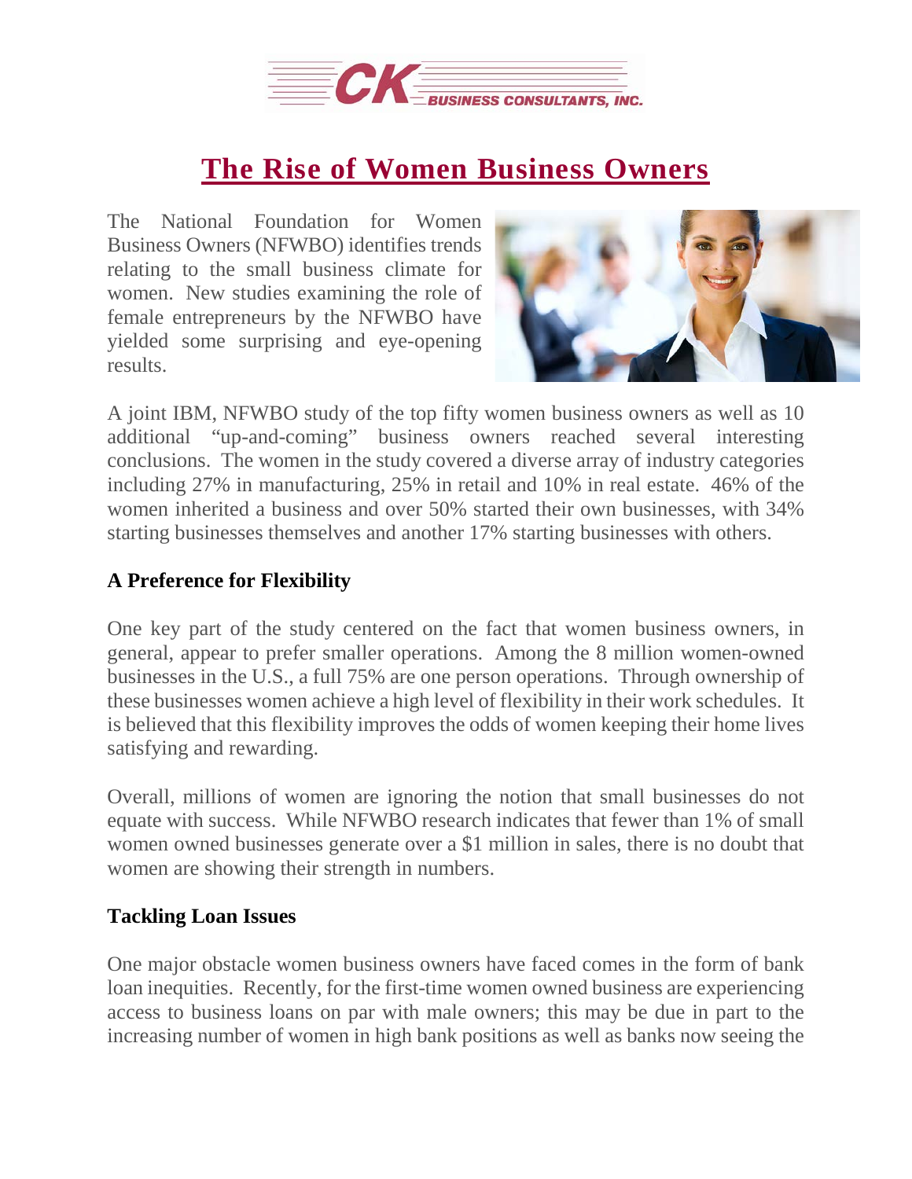# The Rise of Women Business Owners

The National Foundation for Women Business Owners (NFWBO) identifies trends relating to the small business climate for women. New studies examining the role of female entrepreneurs by the NFWBO have yielded some surprising and eye-opening results.

A joint IBM, NFWBO study of the top fifty women business owners as well as 10 additional "up-and-coming" business owners reached several interesting conclusions. The women in the study covered a diverse array of industry categories including 27% in manufacturing, 25% in retail and 10% in real estate. 46% of the women inherited a business and over 50% started their own businesses, with 34% starting businesses themselves and another 17% starting businesses with others.

### A Preference for Flexibility

One key part of the study centered on the fact that women business owners, in general, appear to prefer smaller operations. Among the 8 million women-owned businesses in the U.S., a full 75% are one person operations. Through ownership of these businesses women achieve a high level of flexibility in their work schedules. It is believed that this flexibility improves the odds of women keeping their home lives satisfying and rewarding.

Overall, millions of women are ignoring the notion that small businesses do not equate with success. While NFWBO research indicates that fewer than 1% of small women owned businesses generate over a $1 million in sales, there is no doubt that women are showing their strength in numbers.

### Tackling Loan Issues

One major obstacle women business owners have faced comes in the form of bank loan inequities. Recently, for the first-time women owned business are experiencing access to business loans on par with male owners; this may be due in part to the increasing number of women in high bank positions as well as banks now seeing the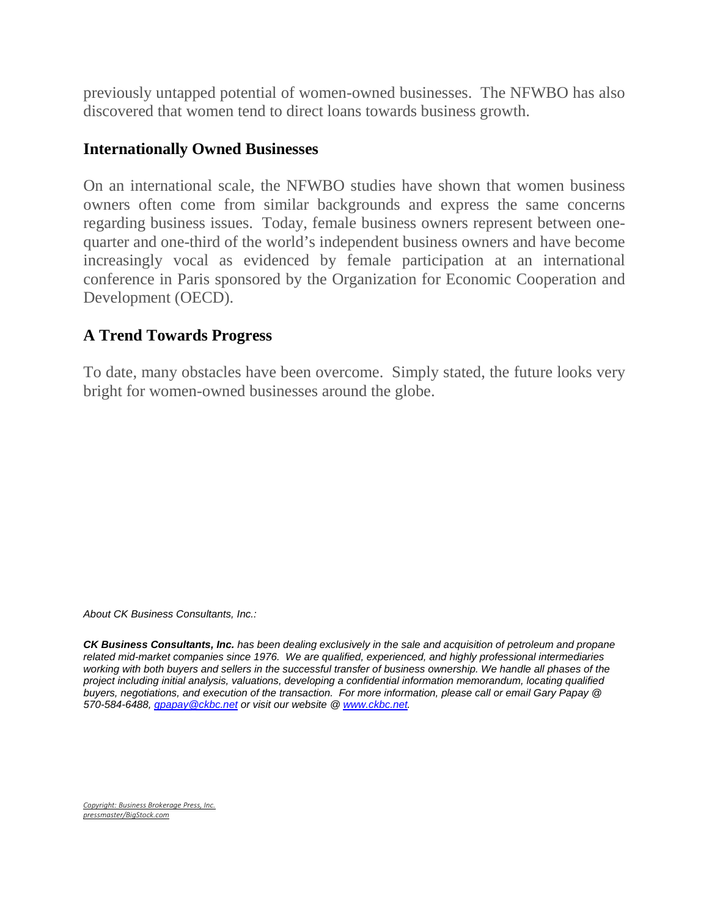previously untapped potential of women-owned businesses. The NFWBO has also discovered that women tend to direct loans towards business growth.

## Internationally Owned Businesses

On an international scale, the NFWBO studies have shown that women business owners often come from similar backgrounds and express the same concerns regarding business issues. Today, female business owners represent between one-quarter and one-third of the world's independent business owners and have become increasingly vocal as evidenced by female participation at an international conference in Paris sponsored by the Organization for Economic Cooperation and Development (OECD).

## A Trend Towards Progress

To date, many obstacles have been overcome. Simply stated, the future looks very bright for women-owned businesses around the globe.

*About CK Business Consultants, Inc.:*

***CK Business Consultants, Inc.*** *has been dealing exclusively in the sale and acquisition of petroleum and propane related mid-market companies since 1976. We are qualified, experienced, and highly professional intermediaries working with both buyers and sellers in the successful transfer of business ownership. We handle all phases of the project including initial analysis, valuations, developing a confidential information memorandum, locating qualified buyers, negotiations, and execution of the transaction. For more information, please call or email Gary Papay @ 570-584-6488, gpapay@ckbc.net or visit our website @ www.ckbc.net.*

*Copyright: Business Brokerage Press, Inc.*
*pressmaster/BigStock.com*